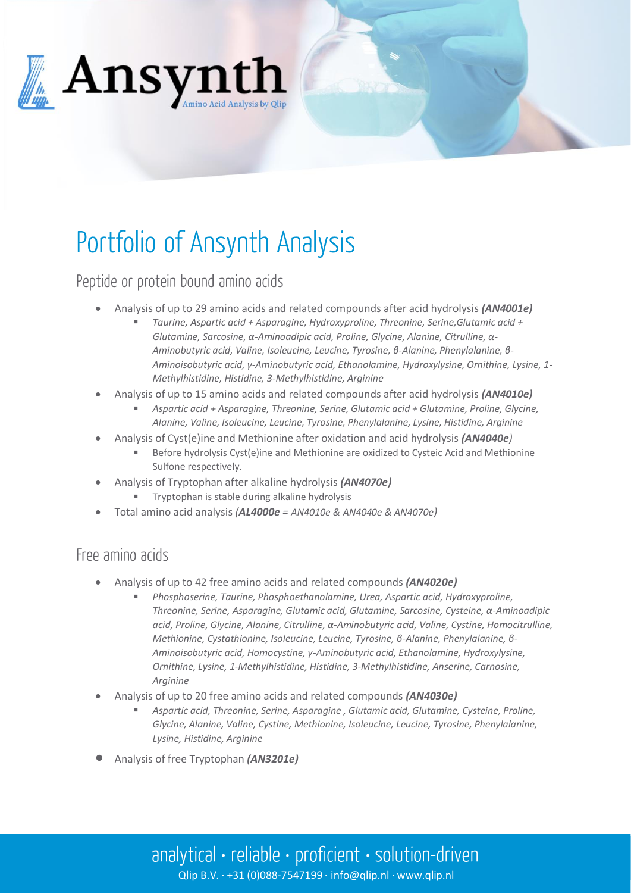Ansynth

Amino Acid Analysis by Qlip

# Portfolio of Ansynth Analysis

## Peptide or protein bound amino acids

- Analysis of up to 29 amino acids and related compounds after acid hydrolysis ***(AN4001e)***
  - *Taurine, Aspartic acid + Asparagine, Hydroxyproline, Threonine, Serine,Glutamic acid + Glutamine, Sarcosine, α-Aminoadipic acid, Proline, Glycine, Alanine, Citrulline, α-Aminobutyric acid, Valine, Isoleucine, Leucine, Tyrosine, β-Alanine, Phenylalanine, β-Aminoisobutyric acid, γ-Aminobutyric acid, Ethanolamine, Hydroxylysine, Ornithine, Lysine, 1-Methylhistidine, Histidine, 3-Methylhistidine, Arginine*
- Analysis of up to 15 amino acids and related compounds after acid hydrolysis ***(AN4010e)***
  - *Aspartic acid + Asparagine, Threonine, Serine, Glutamic acid + Glutamine, Proline, Glycine, Alanine, Valine, Isoleucine, Leucine, Tyrosine, Phenylalanine, Lysine, Histidine, Arginine*
- Analysis of Cyst(e)ine and Methionine after oxidation and acid hydrolysis ***(AN4040e)***
  - Before hydrolysis Cyst(e)ine and Methionine are oxidized to Cysteic Acid and Methionine Sulfone respectively.
- Analysis of Tryptophan after alkaline hydrolysis ***(AN4070e)***
  - Tryptophan is stable during alkaline hydrolysis
- Total amino acid analysis *(**AL4000e** = AN4010e & AN4040e & AN4070e)*

## Free amino acids

- Analysis of up to 42 free amino acids and related compounds ***(AN4020e)***
  - *Phosphoserine, Taurine, Phosphoethanolamine, Urea, Aspartic acid, Hydroxyproline, Threonine, Serine, Asparagine, Glutamic acid, Glutamine, Sarcosine, Cysteine, α-Aminoadipic acid, Proline, Glycine, Alanine, Citrulline, α-Aminobutyric acid, Valine, Cystine, Homocitrulline, Methionine, Cystathionine, Isoleucine, Leucine, Tyrosine, β-Alanine, Phenylalanine, β-Aminoisobutyric acid, Homocystine, γ-Aminobutyric acid, Ethanolamine, Hydroxylysine, Ornithine, Lysine, 1-Methylhistidine, Histidine, 3-Methylhistidine, Anserine, Carnosine, Arginine*
- Analysis of up to 20 free amino acids and related compounds ***(AN4030e)***
  - *Aspartic acid, Threonine, Serine, Asparagine , Glutamic acid, Glutamine, Cysteine, Proline, Glycine, Alanine, Valine, Cystine, Methionine, Isoleucine, Leucine, Tyrosine, Phenylalanine, Lysine, Histidine, Arginine*
- Analysis of free Tryptophan ***(AN3201e)***

analytical · reliable · proficient · solution-driven

Qlip B.V. · +31 (0)088-7547199 · info@qlip.nl · www.qlip.nl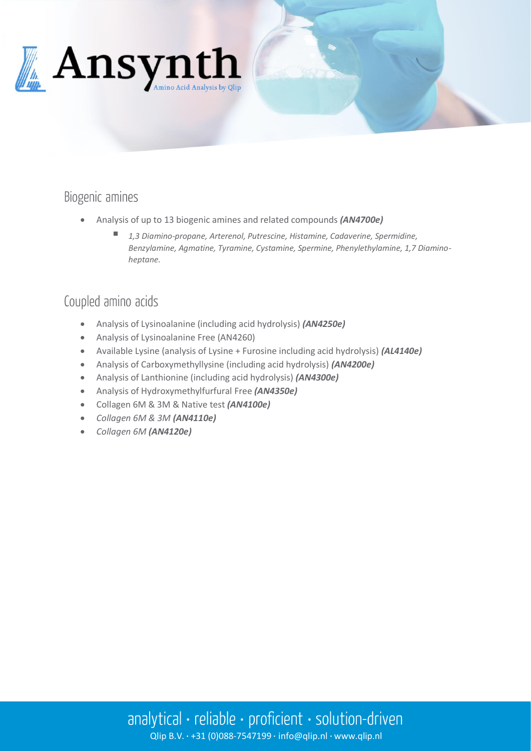## Biogenic amines

- Analysis of up to 13 biogenic amines and related compounds ***(AN4700e)***
  - *1,3 Diamino-propane, Arterenol, Putrescine, Histamine, Cadaverine, Spermidine, Benzylamine, Agmatine, Tyramine, Cystamine, Spermine, Phenylethylamine, 1,7 Diamino-heptane.*

## Coupled amino acids

- Analysis of Lysinoalanine (including acid hydrolysis) ***(AN4250e)***
- Analysis of Lysinoalanine Free (AN4260)
- Available Lysine (analysis of Lysine + Furosine including acid hydrolysis) ***(AL4140e)***
- Analysis of Carboxymethyllysine (including acid hydrolysis) ***(AN4200e)***
- Analysis of Lanthionine (including acid hydrolysis) ***(AN4300e)***
- Analysis of Hydroxymethylfurfural Free ***(AN4350e)***
- Collagen 6M & 3M & Native test ***(AN4100e)***
- *Collagen 6M & 3M* ***(AN4110e)***
- *Collagen 6M* ***(AN4120e)***